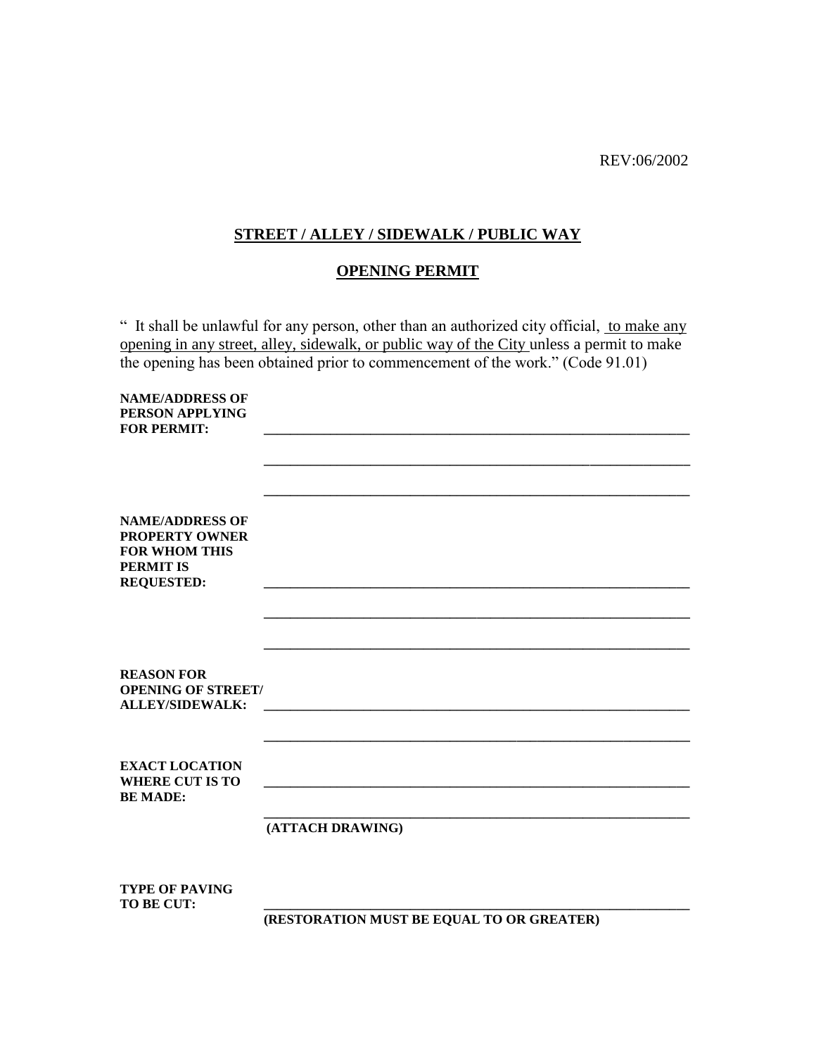REV:06/2002

## STREET / ALLEY / SIDEWALK / PUBLIC WAY

## OPENING PERMIT

" It shall be unlawful for any person, other than an authorized city official, to make any opening in any street, alley, sidewalk, or public way of the City unless a permit to make the opening has been obtained prior to commencement of the work." (Code 91.01)

**NAME/ADDRESS OF PERSON APPLYING FOR PERMIT:** ______________________________________________

______________________________________________

______________________________________________

**NAME/ADDRESS OF PROPERTY OWNER FOR WHOM THIS PERMIT IS REQUESTED:** ______________________________________________

______________________________________________

______________________________________________

**REASON FOR OPENING OF STREET/ ALLEY/SIDEWALK:** ______________________________________________

______________________________________________

**EXACT LOCATION WHERE CUT IS TO BE MADE:** ______________________________________________

______________________________________________

**(ATTACH DRAWING)**

**TYPE OF PAVING TO BE CUT:** ______________________________________________

**(RESTORATION MUST BE EQUAL TO OR GREATER)**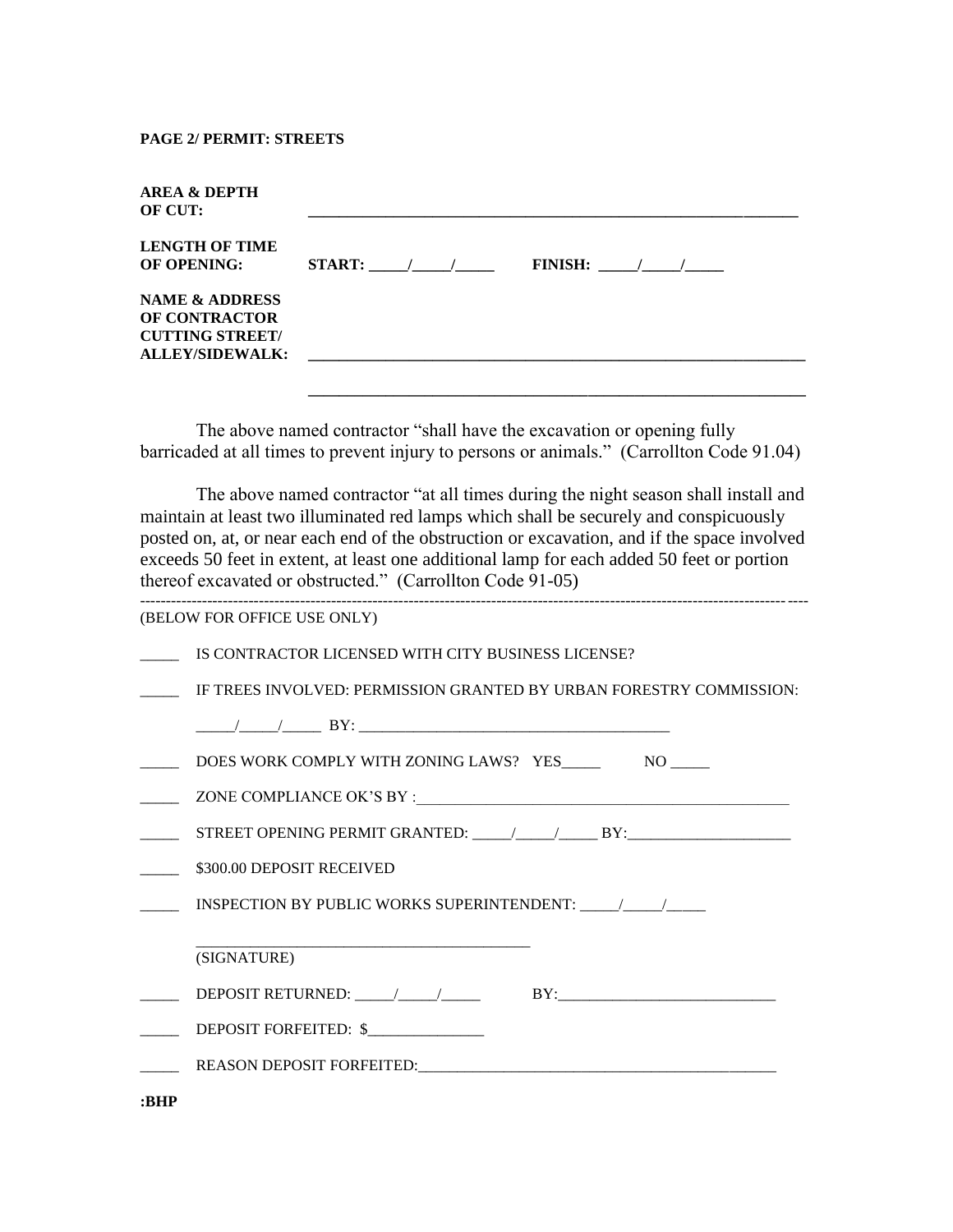**PAGE 2/ PERMIT: STREETS**

**AREA & DEPTH OF CUT:** ______________________________________________________________

**LENGTH OF TIME OF OPENING:** **START:** _____/_____/_____ **FINISH:** _____/_____/_____

**NAME & ADDRESS OF CONTRACTOR CUTTING STREET/ ALLEY/SIDEWALK:** ______________________________________________________________

______________________________________________________________

The above named contractor "shall have the excavation or opening fully barricaded at all times to prevent injury to persons or animals." (Carrollton Code 91.04)

The above named contractor "at all times during the night season shall install and maintain at least two illuminated red lamps which shall be securely and conspicuously posted on, at, or near each end of the obstruction or excavation, and if the space involved exceeds 50 feet in extent, at least one additional lamp for each added 50 feet or portion thereof excavated or obstructed." (Carrollton Code 91-05)

---

(BELOW FOR OFFICE USE ONLY)

_____ IS CONTRACTOR LICENSED WITH CITY BUSINESS LICENSE?

_____ IF TREES INVOLVED: PERMISSION GRANTED BY URBAN FORESTRY COMMISSION:

_____/_____/_____ BY: ________________________________________

_____ DOES WORK COMPLY WITH ZONING LAWS? YES_____ NO _____

_____ ZONE COMPLIANCE OK'S BY :_________________________________________________

_____ STREET OPENING PERMIT GRANTED: _____/_____/_____ BY:_____________________

_____ $300.00 DEPOSIT RECEIVED

_____ INSPECTION BY PUBLIC WORKS SUPERINTENDENT: _____/_____/_____

___________________________________________

(SIGNATURE)

_____ DEPOSIT RETURNED: _____/_____/_____ BY:____________________________

_____ DEPOSIT FORFEITED: $_______________

_____ REASON DEPOSIT FORFEITED:________________________________________________

**:BHP**